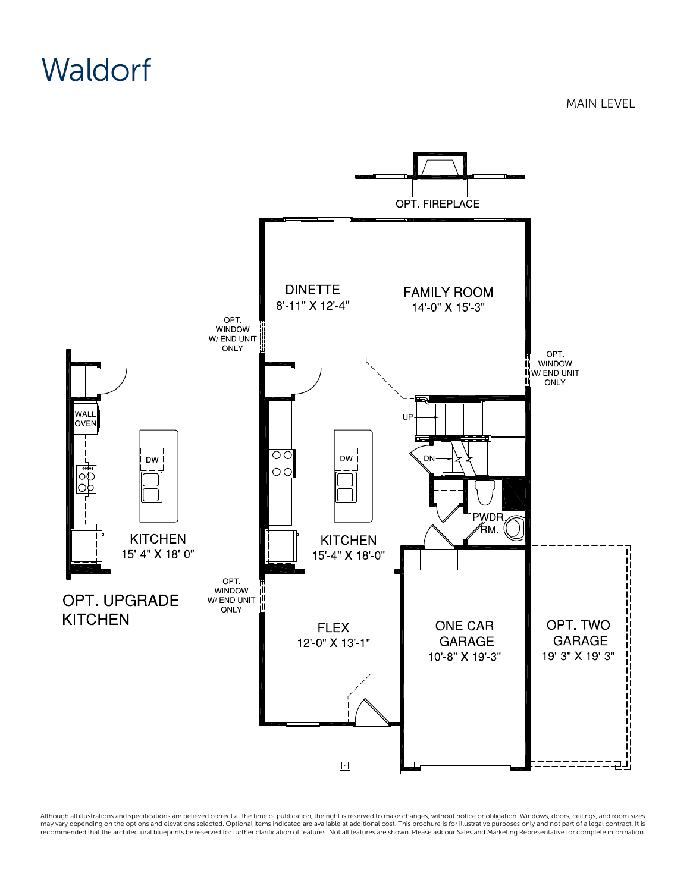# Waldorf

MAIN LEVEL

OPT. FIREPLACE

DINETTE
8'-11" X 12'-4"

FAMILY ROOM
14'-0" X 15'-3"

OPT. WINDOW W/ END UNIT ONLY

OPT. WINDOW W/ END UNIT ONLY

UP

DN

WALL OVEN

DW

DW

KITCHEN
15'-4" X 18'-0"

KITCHEN
15'-4" X 18'-0"

PWDR. RM.

OPT. UPGRADE KITCHEN

OPT. WINDOW W/ END UNIT ONLY

FLEX
12'-0" X 13'-1"

ONE CAR GARAGE
10'-8" X 19'-3"

OPT. TWO GARAGE
19'-3" X 19'-3"

Although all illustrations and specifications are believed correct at the time of publication, the right is reserved to make changes, without notice or obligation. Windows, doors, ceilings, and room sizes may vary depending on the options and elevations selected. Optional items indicated are available at additional cost. This brochure is for illustrative purposes only and not part of a legal contract. It is recommended that the architectural blueprints be reserved for further clarification of features. Not all features are shown. Please ask our Sales and Marketing Representative for complete information.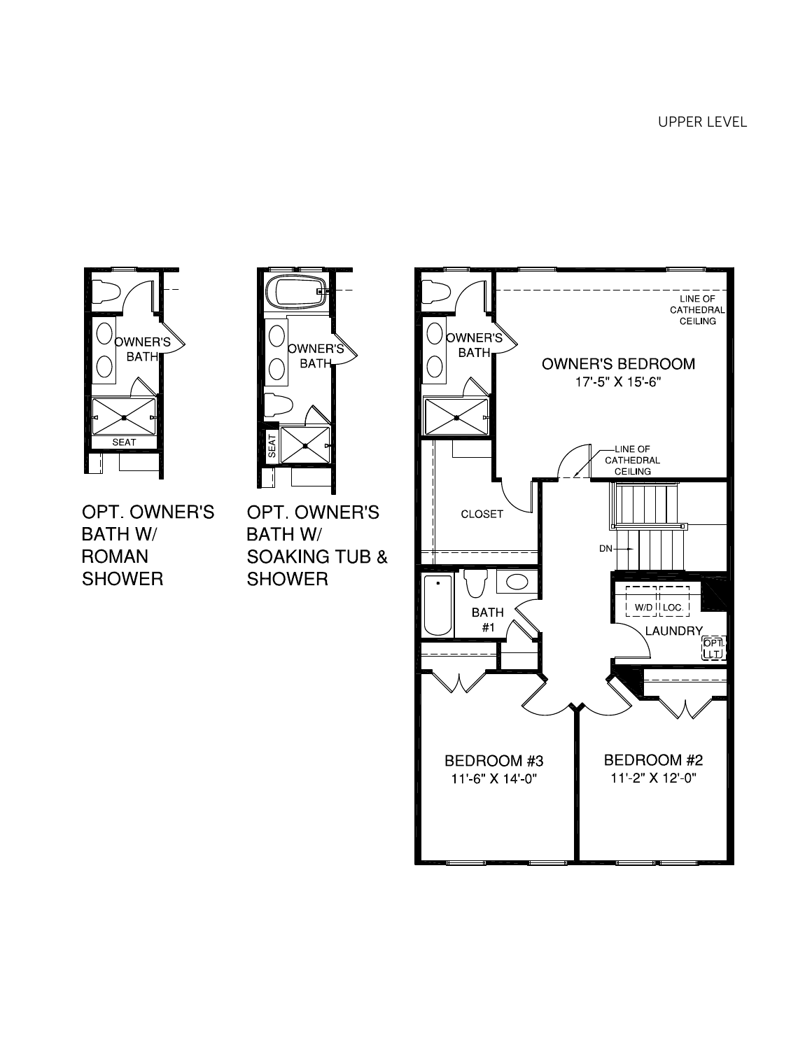# UPPER LEVEL

OPT. OWNER'S BATH W/ ROMAN SHOWER

OWNER'S BATH

SEAT

OPT. OWNER'S BATH W/ SOAKING TUB & SHOWER

OWNER'S BATH

SEAT

OWNER'S BATH

LINE OF CATHEDRAL CEILING

OWNER'S BEDROOM
17'-5" X 15'-6"

LINE OF CATHEDRAL CEILING

CLOSET

DN

BATH #1

W/D LOC.

LAUNDRY

OPT. LT

BEDROOM #3
11'-6" X 14'-0"

BEDROOM #2
11'-2" X 12'-0"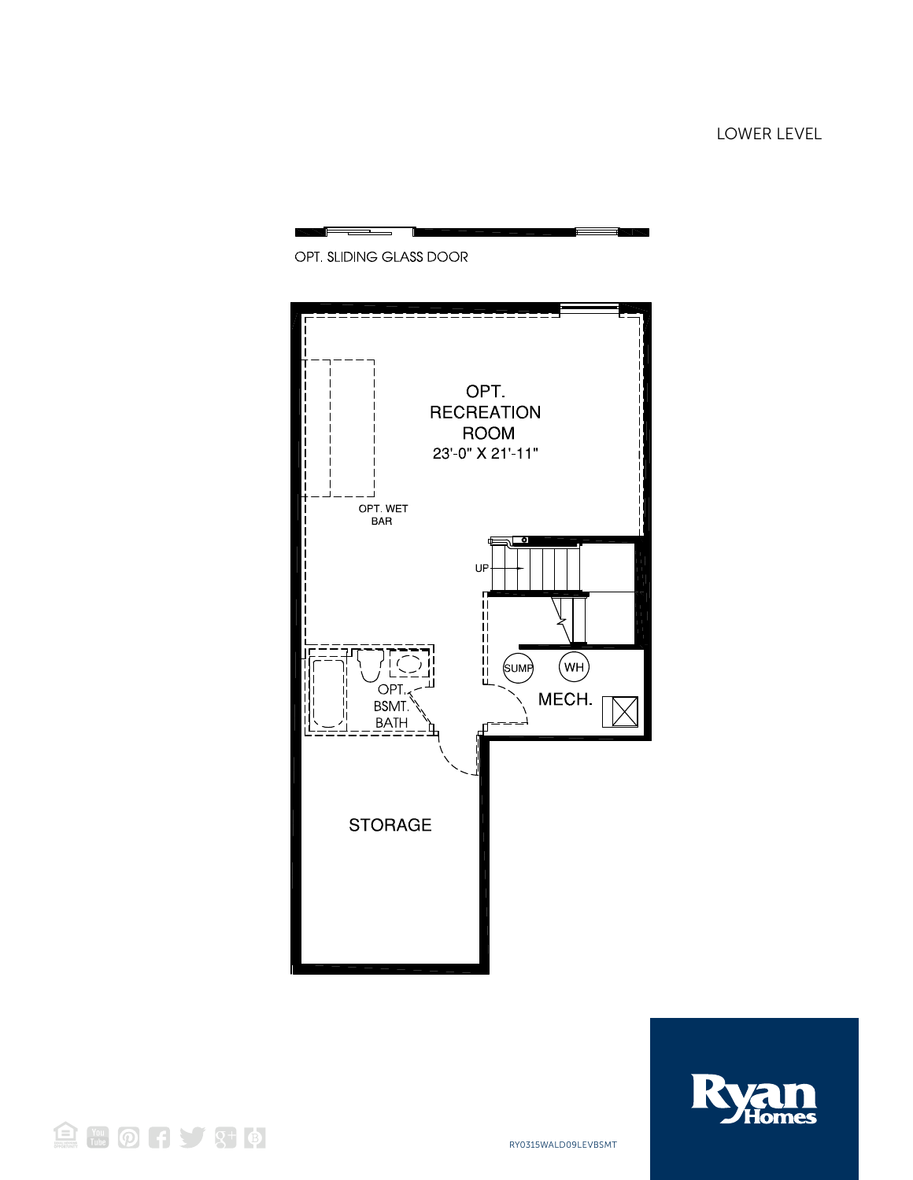LOWER LEVEL

OPT. SLIDING GLASS DOOR

OPT. RECREATION ROOM
23'-0" X 21'-11"

OPT. WET BAR

UP

SUMP

WH

MECH.

OPT. BSMT. BATH

STORAGE

RY0315WALD09LEVBSMT

Ryan Homes